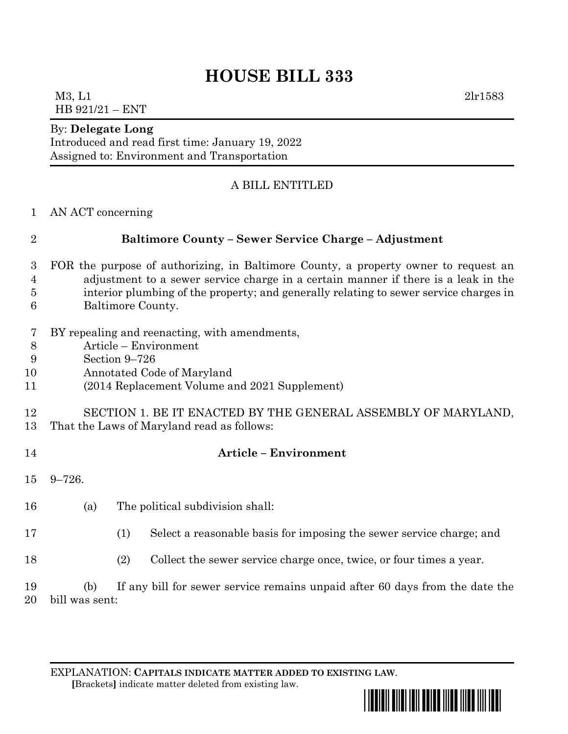# HOUSE BILL 333

M3, L1 2lr1583
HB 921/21 – ENT

By: **Delegate Long**
Introduced and read first time: January 19, 2022
Assigned to: Environment and Transportation

A BILL ENTITLED

AN ACT concerning

**Baltimore County – Sewer Service Charge – Adjustment**

FOR the purpose of authorizing, in Baltimore County, a property owner to request an adjustment to a sewer service charge in a certain manner if there is a leak in the interior plumbing of the property; and generally relating to sewer service charges in Baltimore County.

BY repealing and reenacting, with amendments,
Article – Environment
Section 9–726
Annotated Code of Maryland
(2014 Replacement Volume and 2021 Supplement)

SECTION 1. BE IT ENACTED BY THE GENERAL ASSEMBLY OF MARYLAND, That the Laws of Maryland read as follows:

**Article – Environment**

9–726.

(a) The political subdivision shall:

(1) Select a reasonable basis for imposing the sewer service charge; and

(2) Collect the sewer service charge once, twice, or four times a year.

(b) If any bill for sewer service remains unpaid after 60 days from the date the bill was sent:

EXPLANATION: **CAPITALS INDICATE MATTER ADDED TO EXISTING LAW**.
**[**Brackets**]** indicate matter deleted from existing law.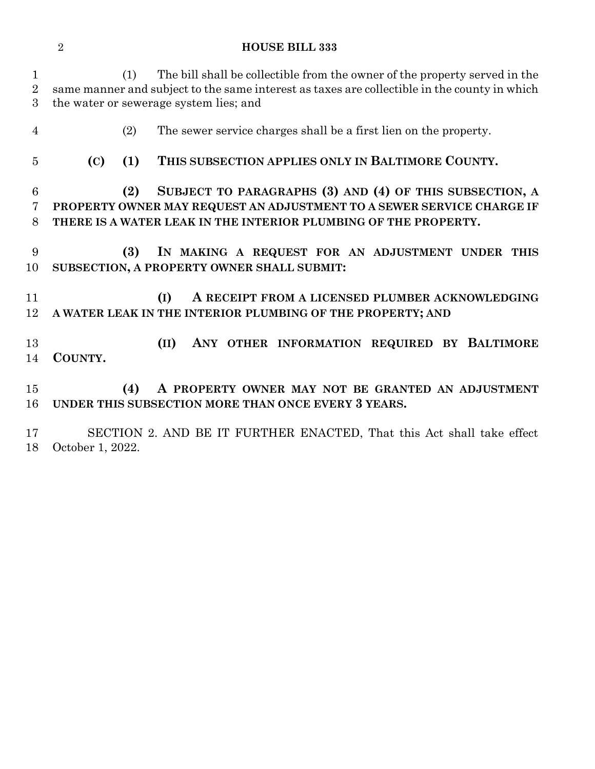(1) The bill shall be collectible from the owner of the property served in the same manner and subject to the same interest as taxes are collectible in the county in which the water or sewerage system lies; and

(2) The sewer service charges shall be a first lien on the property.

**(C) (1) THIS SUBSECTION APPLIES ONLY IN BALTIMORE COUNTY.**

**(2) SUBJECT TO PARAGRAPHS (3) AND (4) OF THIS SUBSECTION, A PROPERTY OWNER MAY REQUEST AN ADJUSTMENT TO A SEWER SERVICE CHARGE IF THERE IS A WATER LEAK IN THE INTERIOR PLUMBING OF THE PROPERTY.**

**(3) IN MAKING A REQUEST FOR AN ADJUSTMENT UNDER THIS SUBSECTION, A PROPERTY OWNER SHALL SUBMIT:**

**(I) A RECEIPT FROM A LICENSED PLUMBER ACKNOWLEDGING A WATER LEAK IN THE INTERIOR PLUMBING OF THE PROPERTY; AND**

**(II) ANY OTHER INFORMATION REQUIRED BY BALTIMORE COUNTY.**

**(4) A PROPERTY OWNER MAY NOT BE GRANTED AN ADJUSTMENT UNDER THIS SUBSECTION MORE THAN ONCE EVERY 3 YEARS.**

SECTION 2. AND BE IT FURTHER ENACTED, That this Act shall take effect October 1, 2022.